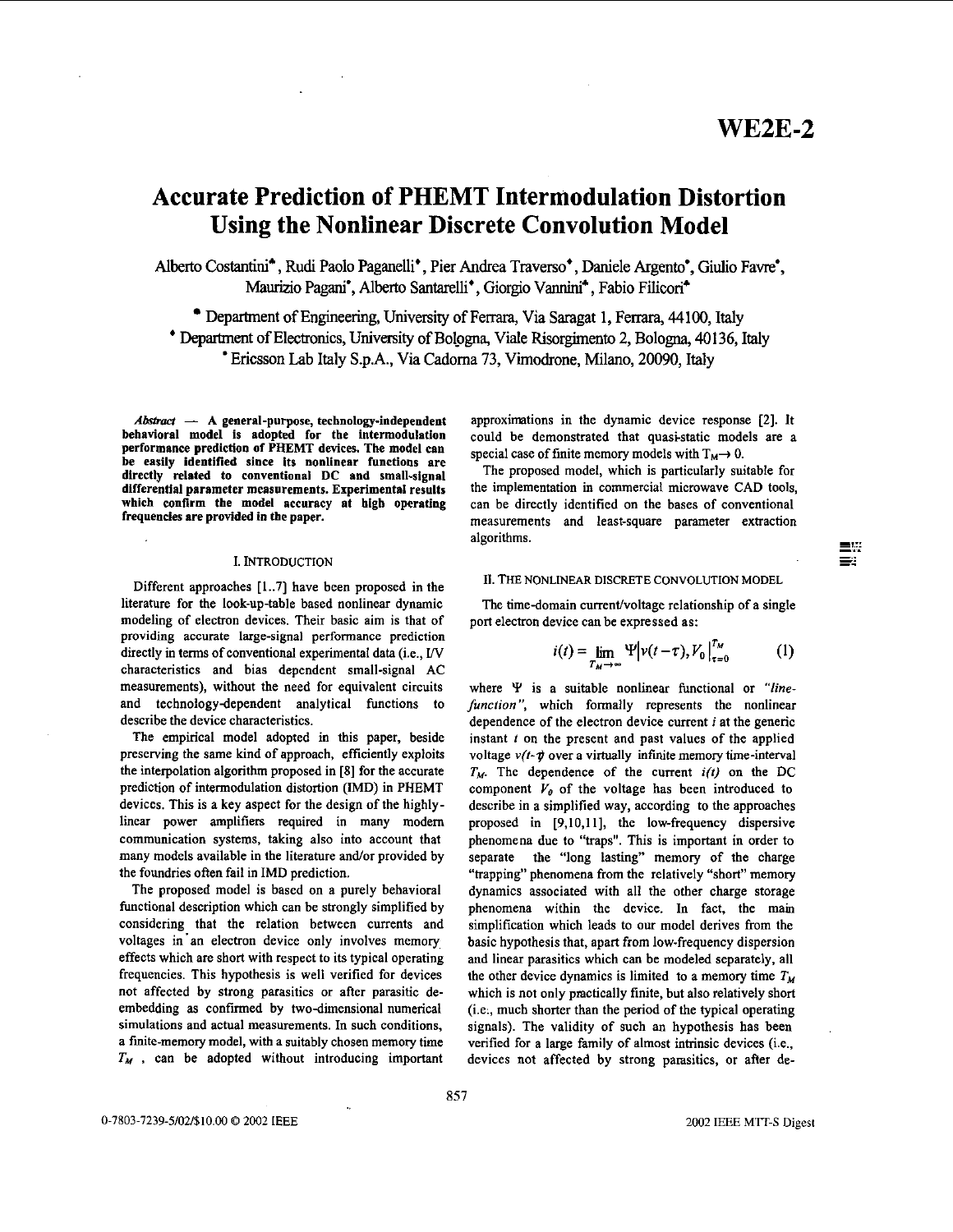# Accurate Prediction of PHEMT Intermodulation Distortion Using the Nonlinear Discrete Convolution Model

Alberto Costantini[♣], Rudi Paolo Paganelli[♦], Pier Andrea Traverso[♦], Daniele Argento[•], Giulio Favre[•], Maurizio Pagani[•], Alberto Santarelli[♦], Giorgio Vannini[♣], Fabio Filicori[♣]

[♣] Department of Engineering, University of Ferrara, Via Saragat 1, Ferrara, 44100, Italy
[♦] Department of Electronics, University of Bologna, Viale Risorgimento 2, Bologna, 40136, Italy
[•] Ericsson Lab Italy S.p.A., Via Cadorna 73, Vimodrone, Milano, 20090, Italy

***Abstract*** **— A general-purpose, technology-independent behavioral model is adopted for the intermodulation performance prediction of PHEMT devices. The model can be easily identified since its nonlinear functions are directly related to conventional DC and small-signal differential parameter measurements. Experimental results which confirm the model accuracy at high operating frequencies are provided in the paper.**

## I. INTRODUCTION

Different approaches [1..7] have been proposed in the literature for the look-up-table based nonlinear dynamic modeling of electron devices. Their basic aim is that of providing accurate large-signal performance prediction directly in terms of conventional experimental data (i.e., I/V characteristics and bias dependent small-signal AC measurements), without the need for equivalent circuits and technology-dependent analytical functions to describe the device characteristics.

The empirical model adopted in this paper, beside preserving the same kind of approach, efficiently exploits the interpolation algorithm proposed in [8] for the accurate prediction of intermodulation distortion (IMD) in PHEMT devices. This is a key aspect for the design of the highly-linear power amplifiers required in many modern communication systems, taking also into account that many models available in the literature and/or provided by the foundries often fail in IMD prediction.

The proposed model is based on a purely behavioral functional description which can be strongly simplified by considering that the relation between currents and voltages in an electron device only involves memory effects which are short with respect to its typical operating frequencies. This hypothesis is well verified for devices not affected by strong parasitics or after parasitic de-embedding as confirmed by two-dimensional numerical simulations and actual measurements. In such conditions, a finite-memory model, with a suitably chosen memory time $T_M$ , can be adopted without introducing important approximations in the dynamic device response [2]. It could be demonstrated that quasi-static models are a special case of finite memory models with $T_M \to 0$.

The proposed model, which is particularly suitable for the implementation in commercial microwave CAD tools, can be directly identified on the bases of conventional measurements and least-square parameter extraction algorithms.

## II. THE NONLINEAR DISCRETE CONVOLUTION MODEL

The time-domain current/voltage relationship of a single port electron device can be expressed as:

$$i(t) = \lim_{T_M \to \infty} \Psi \left| v(t-\tau), V_0 \right|_{\tau=0}^{T_M} \qquad (1)$$

where $\Psi$ is a suitable nonlinear functional or *"line-function"*, which formally represents the nonlinear dependence of the electron device current $i$ at the generic instant $t$ on the present and past values of the applied voltage $v(t-\tau)$ over a virtually infinite memory time-interval $T_M$. The dependence of the current $i(t)$ on the DC component $V_0$ of the voltage has been introduced to describe in a simplified way, according to the approaches proposed in [9,10,11], the low-frequency dispersive phenomena due to "traps". This is important in order to separate the "long lasting" memory of the charge "trapping" phenomena from the relatively "short" memory dynamics associated with all the other charge storage phenomena within the device. In fact, the main simplification which leads to our model derives from the basic hypothesis that, apart from low-frequency dispersion and linear parasitics which can be modeled separately, all the other device dynamics is limited to a memory time $T_M$ which is not only practically finite, but also relatively short (i.e., much shorter than the period of the typical operating signals). The validity of such an hypothesis has been verified for a large family of almost intrinsic devices (i.e., devices not affected by strong parasitics, or after de-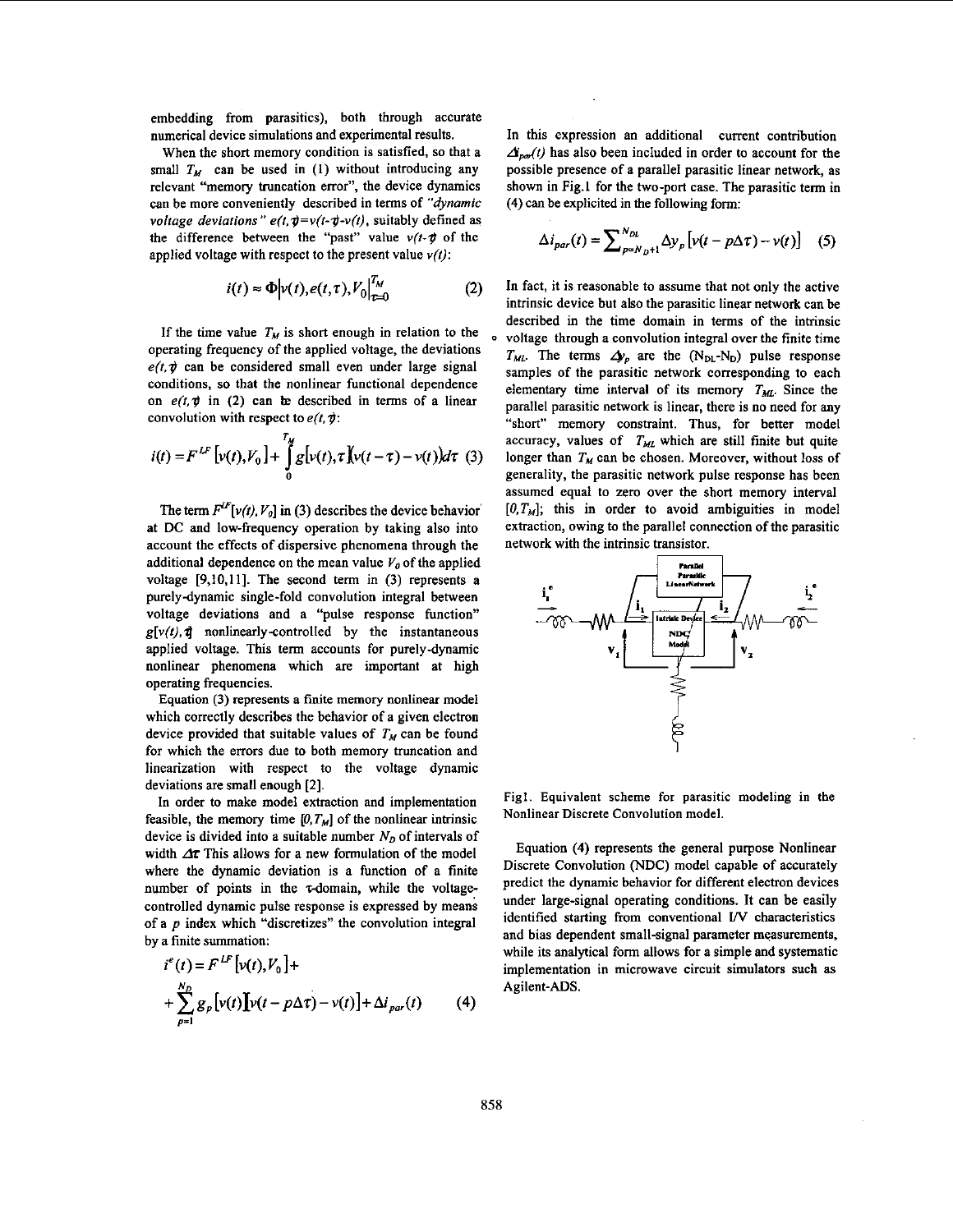embedding from parasitics), both through accurate numerical device simulations and experimental results.

When the short memory condition is satisfied, so that a small $T_M$ can be used in (1) without introducing any relevant "memory truncation error", the device dynamics can be more conveniently described in terms of *"dynamic voltage deviations" $e(t,\tau)=v(t-\tau)-v(t)$*, suitably defined as the difference between the "past" value $v(t-\tau)$ of the applied voltage with respect to the present value $v(t)$:

$$i(t) \approx \Phi \left| v(t), e(t,\tau), V_0 \right|_{\tau=0}^{T_M} \qquad (2)$$

If the time value $T_M$ is short enough in relation to the operating frequency of the applied voltage, the deviations $e(t,\tau)$ can be considered small even under large signal conditions, so that the nonlinear functional dependence on $e(t,\tau)$ in (2) can be described in terms of a linear convolution with respect to $e(t,\tau)$:

$$i(t) = F^{LF}\left[v(t), V_0\right] + \int_0^{T_M} g\left[v(t),\tau\right]\left(v(t-\tau)-v(t)\right)d\tau \quad (3)$$

The term $F^{LF}[v(t), V_0]$ in (3) describes the device behavior at DC and low-frequency operation by taking also into account the effects of dispersive phenomena through the additional dependence on the mean value $V_0$ of the applied voltage [9,10,11]. The second term in (3) represents a purely-dynamic single-fold convolution integral between voltage deviations and a "pulse response function" $g[v(t),\tau]$ nonlinearly-controlled by the instantaneous applied voltage. This term accounts for purely-dynamic nonlinear phenomena which are important at high operating frequencies.

Equation (3) represents a finite memory nonlinear model which correctly describes the behavior of a given electron device provided that suitable values of $T_M$ can be found for which the errors due to both memory truncation and linearization with respect to the voltage dynamic deviations are small enough [2].

In order to make model extraction and implementation feasible, the memory time $[0,T_M]$ of the nonlinear intrinsic device is divided into a suitable number $N_D$ of intervals of width $\Delta\tau$. This allows for a new formulation of the model where the dynamic deviation is a function of a finite number of points in the $\tau$-domain, while the voltage-controlled dynamic pulse response is expressed by means of a $p$ index which "discretizes" the convolution integral by a finite summation:

$$i^e(t) = F^{LF}\left[v(t), V_0\right] + \sum_{p=1}^{N_D} g_p\left[v(t)\right]\left[v(t-p\Delta\tau)-v(t)\right] + \Delta i_{par}(t) \qquad (4)$$

In this expression an additional current contribution $\Delta i_{par}(t)$ has also been included in order to account for the possible presence of a parallel parasitic linear network, as shown in Fig.1 for the two-port case. The parasitic term in (4) can be explicited in the following form:

$$\Delta i_{par}(t) = \sum_{p=N_D+1}^{N_{DL}} \Delta y_p \left[v(t-p\Delta\tau)-v(t)\right] \quad (5)$$

In fact, it is reasonable to assume that not only the active intrinsic device but also the parasitic linear network can be described in the time domain in terms of the intrinsic voltage through a convolution integral over the finite time $T_{ML}$. The terms $\Delta y_p$ are the ($N_{DL}$-$N_D$) pulse response samples of the parasitic network corresponding to each elementary time interval of its memory $T_{ML}$. Since the parallel parasitic network is linear, there is no need for any "short" memory constraint. Thus, for better model accuracy, values of $T_{ML}$ which are still finite but quite longer than $T_M$ can be chosen. Moreover, without loss of generality, the parasitic network pulse response has been assumed equal to zero over the short memory interval $[0,T_M]$; this in order to avoid ambiguities in model extraction, owing to the parallel connection of the parasitic network with the intrinsic transistor.

Fig1. Equivalent scheme for parasitic modeling in the Nonlinear Discrete Convolution model.

Equation (4) represents the general purpose Nonlinear Discrete Convolution (NDC) model capable of accurately predict the dynamic behavior for different electron devices under large-signal operating conditions. It can be easily identified starting from conventional I/V characteristics and bias dependent small-signal parameter measurements, while its analytical form allows for a simple and systematic implementation in microwave circuit simulators such as Agilent-ADS.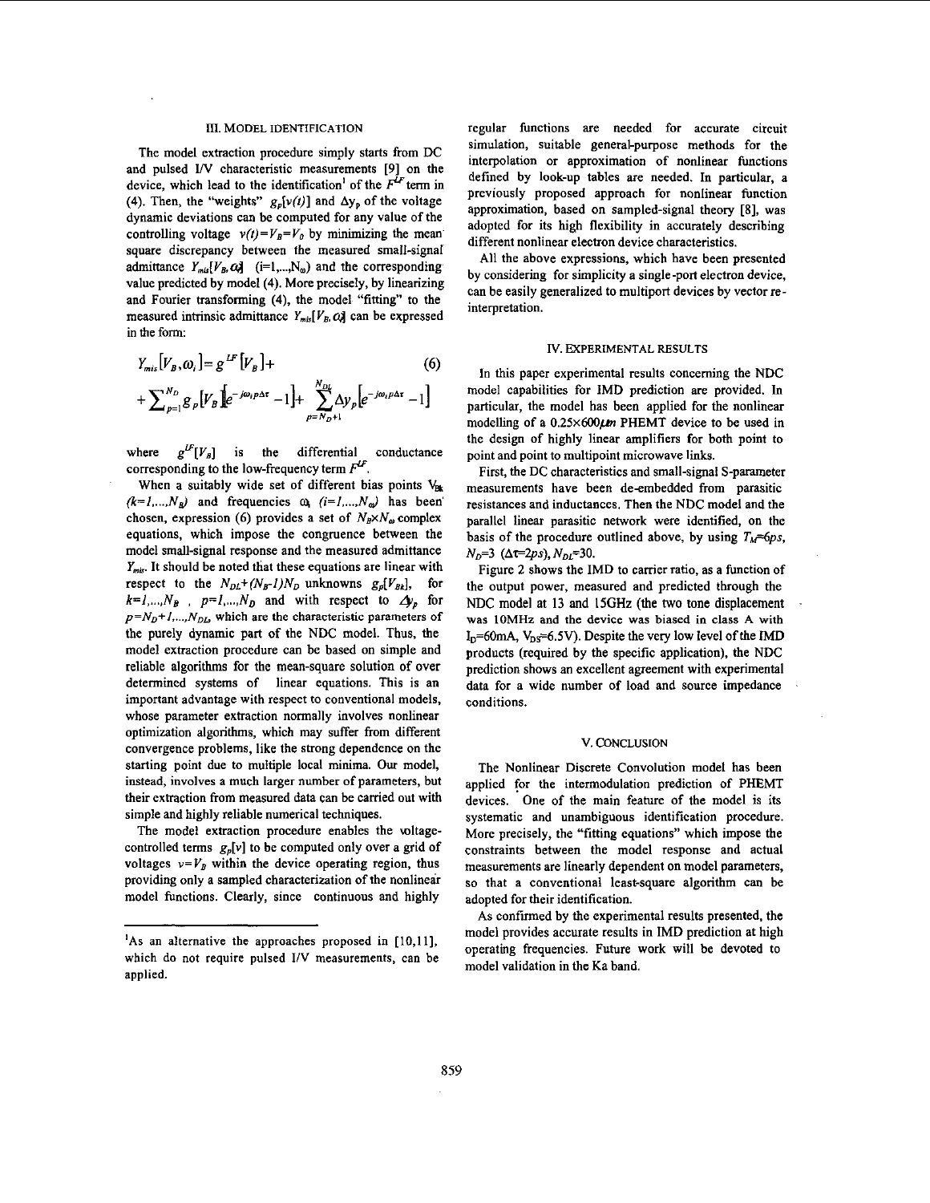## III. MODEL IDENTIFICATION

The model extraction procedure simply starts from DC and pulsed I/V characteristic measurements [9] on the device, which lead to the identification[1] of the $F^{LF}$ term in (4). Then, the "weights" $g_p[v(t)]$ and $\Delta y_p$ of the voltage dynamic deviations can be computed for any value of the controlling voltage $v(t)=V_B=V_0$ by minimizing the mean square discrepancy between the measured small-signal admittance $Y_{mis}[V_B,\omega_i]$ $(i=1,\ldots,N_\omega)$ and the corresponding value predicted by model (4). More precisely, by linearizing and Fourier transforming (4), the model "fitting" to the measured intrinsic admittance $Y_{mis}[V_B,\omega_i]$ can be expressed in the form:

$$Y_{mis}[V_B,\omega_i]=g^{LF}[V_B]+ \tag{6}$$
$$+\sum_{p=1}^{N_D} g_p[V_B]\left[e^{-j\omega_i p\Delta\tau}-1\right]+\sum_{p=N_D+1}^{N_{DL}}\Delta y_p\left[e^{-j\omega_i p\Delta\tau}-1\right]$$

where $g^{LF}[V_B]$ is the differential conductance corresponding to the low-frequency term $F^{LF}$.

When a suitably wide set of different bias points $V_{Bk}$ $(k=1,\ldots,N_B)$ and frequencies $\omega_i$ $(i=1,\ldots,N_\omega)$ has been chosen, expression (6) provides a set of $N_B \times N_\omega$ complex equations, which impose the congruence between the model small-signal response and the measured admittance $Y_{mis}$. It should be noted that these equations are linear with respect to the $N_{DL}+(N_B-1)N_D$ unknowns $g_p[V_{Bk}]$, for $k=1,\ldots,N_B$, $p=1,\ldots,N_D$ and with respect to $\Delta y_p$ for $p=N_D+1,\ldots,N_{DL}$, which are the characteristic parameters of the purely dynamic part of the NDC model. Thus, the model extraction procedure can be based on simple and reliable algorithms for the mean-square solution of over determined systems of linear equations. This is an important advantage with respect to conventional models, whose parameter extraction normally involves nonlinear optimization algorithms, which may suffer from different convergence problems, like the strong dependence on the starting point due to multiple local minima. Our model, instead, involves a much larger number of parameters, but their extraction from measured data can be carried out with simple and highly reliable numerical techniques.

The model extraction procedure enables the voltage-controlled terms $g_p[v]$ to be computed only over a grid of voltages $v=V_B$ within the device operating region, thus providing only a sampled characterization of the nonlinear model functions. Clearly, since continuous and highly regular functions are needed for accurate circuit simulation, suitable general-purpose methods for the interpolation or approximation of nonlinear functions defined by look-up tables are needed. In particular, a previously proposed approach for nonlinear function approximation, based on sampled-signal theory [8], was adopted for its high flexibility in accurately describing different nonlinear electron device characteristics.

All the above expressions, which have been presented by considering for simplicity a single-port electron device, can be easily generalized to multiport devices by vector re-interpretation.

[1] As an alternative the approaches proposed in [10,11], which do not require pulsed I/V measurements, can be applied.

## IV. EXPERIMENTAL RESULTS

In this paper experimental results concerning the NDC model capabilities for IMD prediction are provided. In particular, the model has been applied for the nonlinear modelling of a 0.25×600$\mu m$ PHEMT device to be used in the design of highly linear amplifiers for both point to point and point to multipoint microwave links.

First, the DC characteristics and small-signal S-parameter measurements have been de-embedded from parasitic resistances and inductances. Then the NDC model and the parallel linear parasitic network were identified, on the basis of the procedure outlined above, by using $T_M=6ps$, $N_D=3$ $(\Delta\tau=2ps)$, $N_{DL}=30$.

Figure 2 shows the IMD to carrier ratio, as a function of the output power, measured and predicted through the NDC model at 13 and 15GHz (the two tone displacement was 10MHz and the device was biased in class A with $I_D=60mA$, $V_{DS}=6.5V$). Despite the very low level of the IMD products (required by the specific application), the NDC prediction shows an excellent agreement with experimental data for a wide number of load and source impedance conditions.

## V. CONCLUSION

The Nonlinear Discrete Convolution model has been applied for the intermodulation prediction of PHEMT devices. One of the main feature of the model is its systematic and unambiguous identification procedure. More precisely, the "fitting equations" which impose the constraints between the model response and actual measurements are linearly dependent on model parameters, so that a conventional least-square algorithm can be adopted for their identification.

As confirmed by the experimental results presented, the model provides accurate results in IMD prediction at high operating frequencies. Future work will be devoted to model validation in the Ka band.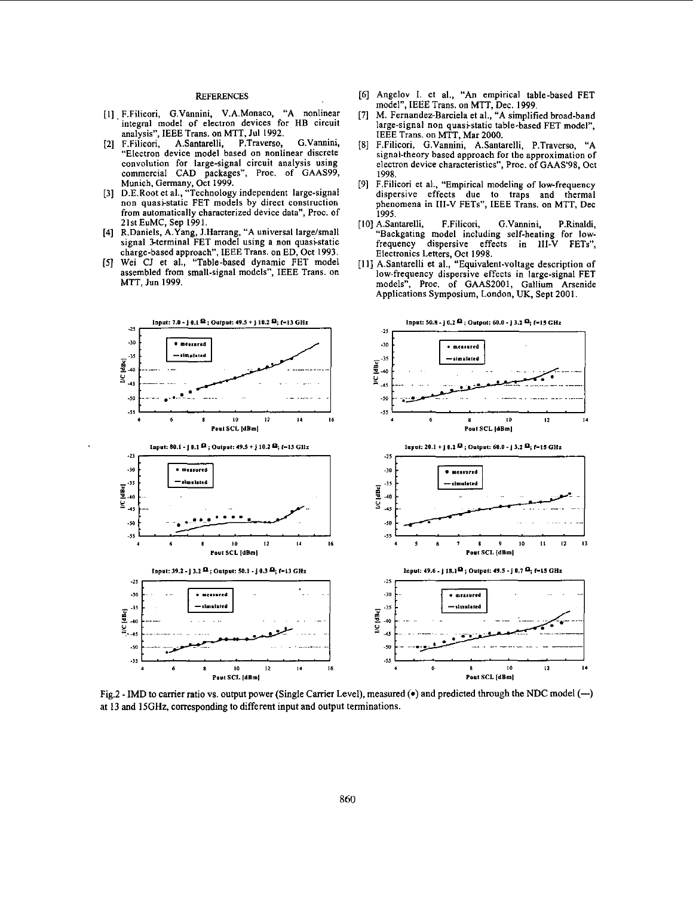## REFERENCES

[1] F.Filicori, G.Vannini, V.A.Monaco, "A nonlinear integral model of electron devices for HB circuit analysis", IEEE Trans. on MTT, Jul 1992.

[2] F.Filicori, A.Santarelli, P.Traverso, G.Vannini, "Electron device model based on nonlinear discrete convolution for large-signal circuit analysis using commercial CAD packages", Proc. of GAAS99, Munich, Germany, Oct 1999.

[3] D.E.Root et al., "Technology independent large-signal non quasi-static FET models by direct construction from automatically characterized device data", Proc. of 21st EuMC, Sep 1991.

[4] R.Daniels, A.Yang, J.Harrang, "A universal large/small signal 3-terminal FET model using a non quasi-static charge-based approach", IEEE Trans. on ED, Oct 1993.

[5] Wei CJ et al., "Table-based dynamic FET model assembled from small-signal models", IEEE Trans. on MTT, Jun 1999.

[6] Angelov I. et al., "An empirical table-based FET model", IEEE Trans. on MTT, Dec. 1999.

[7] M. Fernandez-Barciela et al., "A simplified broad-band large-signal non quasi-static table-based FET model", IEEE Trans. on MTT, Mar 2000.

[8] F.Filicori, G.Vannini, A.Santarelli, P.Traverso, "A signal-theory based approach for the approximation of electron device characteristics", Proc. of GAAS'98, Oct 1998.

[9] F.Filicori et al., "Empirical modeling of low-frequency dispersive effects due to traps and thermal phenomena in III-V FETs", IEEE Trans. on MTT, Dec 1995.

[10] A.Santarelli, F.Filicori, G.Vannini, P.Rinaldi, "Backgating model including self-heating for low-frequency dispersive effects in III-V FETs", Electronics Letters, Oct 1998.

[11] A.Santarelli et al., "Equivalent-voltage description of low-frequency dispersive effects in large-signal FET models", Proc. of GAAS2001, Gallium Arsenide Applications Symposium, London, UK, Sept 2001.

Input: 7.0 - j 0.1 Ω ; Output: 49.5 + j 10.2 Ω; f=13 GHz

Input: 50.8 - j 0.2 Ω ; Output: 60.0 - j 3.2 Ω; f=15 GHz

Input: 80.1 - j 0.1 Ω ; Output: 49.5 + j 10.2 Ω; f=13 GHz

Input: 20.1 + j 0.2 Ω ; Output: 60.0 - j 3.2 Ω; f=15 GHz

Input: 39.2 - j 3.2 Ω ; Output: 50.1 - j 0.3 Ω; f=13 GHz

Input: 49.6 - j 18.1 Ω ; Output: 49.5 - j 0.7 Ω; f=15 GHz

• measured

— simulated

I/C [dBc]

Pout SCL [dBm]

Fig.2 - IMD to carrier ratio vs. output power (Single Carrier Level), measured (•) and predicted through the NDC model (—) at 13 and 15GHz, corresponding to different input and output terminations.